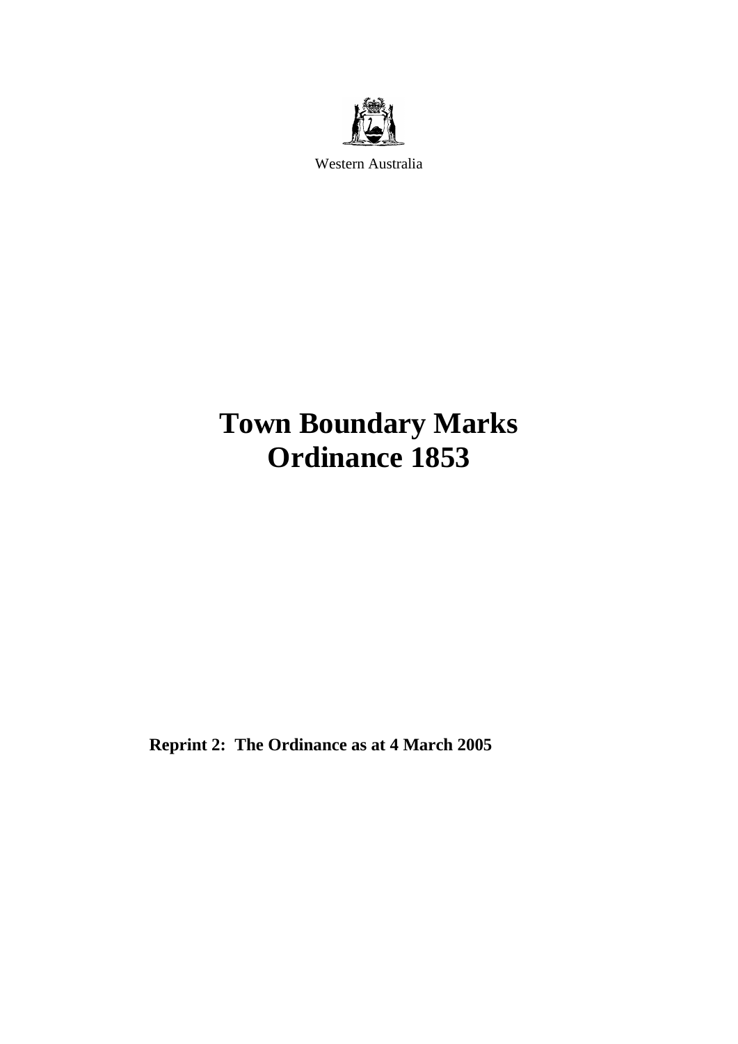Western Australia

# Town Boundary Marks Ordinance 1853

**Reprint 2: The Ordinance as at 4 March 2005**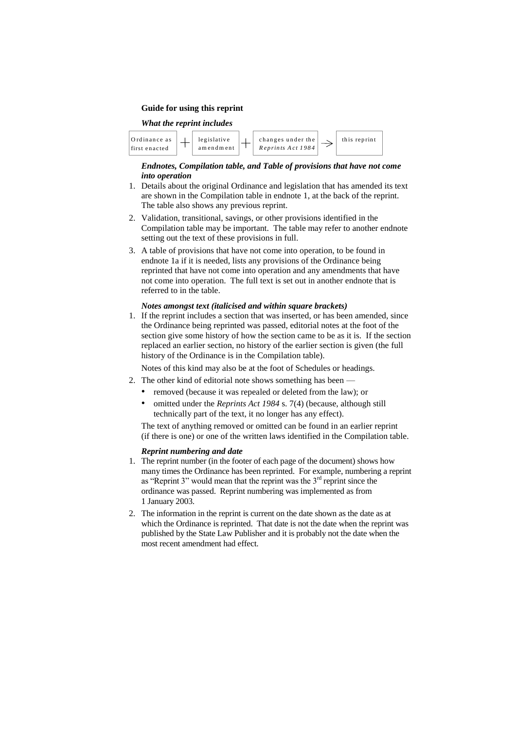**Guide for using this reprint**

***What the reprint includes***

Ordinance as first enacted + legislative amendment + changes under the *Reprints Act 1984* → this reprint

***Endnotes, Compilation table, and Table of provisions that have not come into operation***

1. Details about the original Ordinance and legislation that has amended its text are shown in the Compilation table in endnote 1, at the back of the reprint. The table also shows any previous reprint.
2. Validation, transitional, savings, or other provisions identified in the Compilation table may be important. The table may refer to another endnote setting out the text of these provisions in full.
3. A table of provisions that have not come into operation, to be found in endnote 1a if it is needed, lists any provisions of the Ordinance being reprinted that have not come into operation and any amendments that have not come into operation. The full text is set out in another endnote that is referred to in the table.

***Notes amongst text (italicised and within square brackets)***

1. If the reprint includes a section that was inserted, or has been amended, since the Ordinance being reprinted was passed, editorial notes at the foot of the section give some history of how the section came to be as it is. If the section replaced an earlier section, no history of the earlier section is given (the full history of the Ordinance is in the Compilation table).

   Notes of this kind may also be at the foot of Schedules or headings.
2. The other kind of editorial note shows something has been —
   - removed (because it was repealed or deleted from the law); or
   - omitted under the *Reprints Act 1984* s. 7(4) (because, although still technically part of the text, it no longer has any effect).

   The text of anything removed or omitted can be found in an earlier reprint (if there is one) or one of the written laws identified in the Compilation table.

***Reprint numbering and date***

1. The reprint number (in the footer of each page of the document) shows how many times the Ordinance has been reprinted. For example, numbering a reprint as "Reprint 3" would mean that the reprint was the 3rd reprint since the ordinance was passed. Reprint numbering was implemented as from 1 January 2003.
2. The information in the reprint is current on the date shown as the date as at which the Ordinance is reprinted. That date is not the date when the reprint was published by the State Law Publisher and it is probably not the date when the most recent amendment had effect.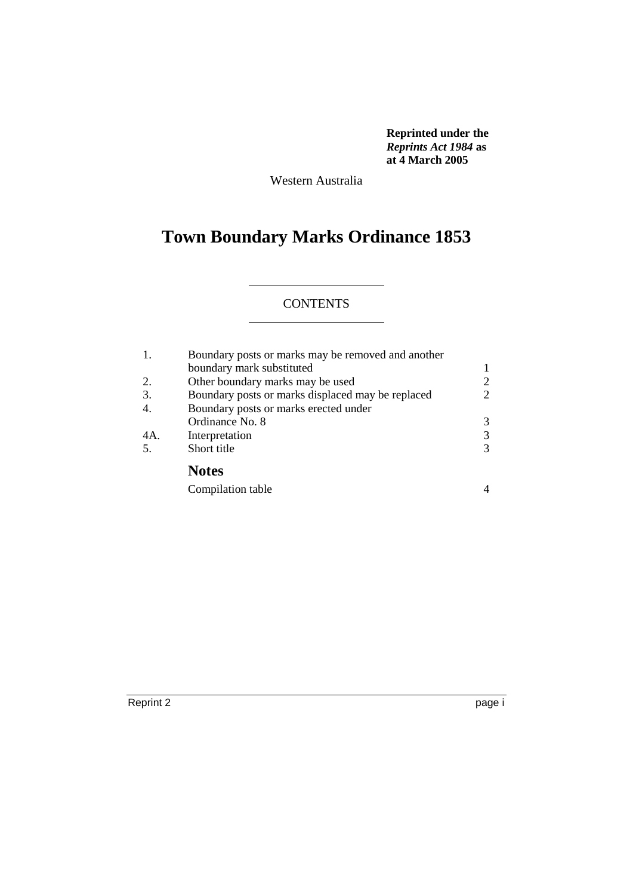**Reprinted under the *Reprints Act 1984* as at 4 March 2005**

Western Australia

# Town Boundary Marks Ordinance 1853

## CONTENTS

| | | |
|---|---|---|
| 1. | Boundary posts or marks may be removed and another boundary mark substituted | 1 |
| 2. | Other boundary marks may be used | 2 |
| 3. | Boundary posts or marks displaced may be replaced | 2 |
| 4. | Boundary posts or marks erected under Ordinance No. 8 | 3 |
| 4A. | Interpretation | 3 |
| 5. | Short title | 3 |
| | **Notes** | |
| | Compilation table | 4 |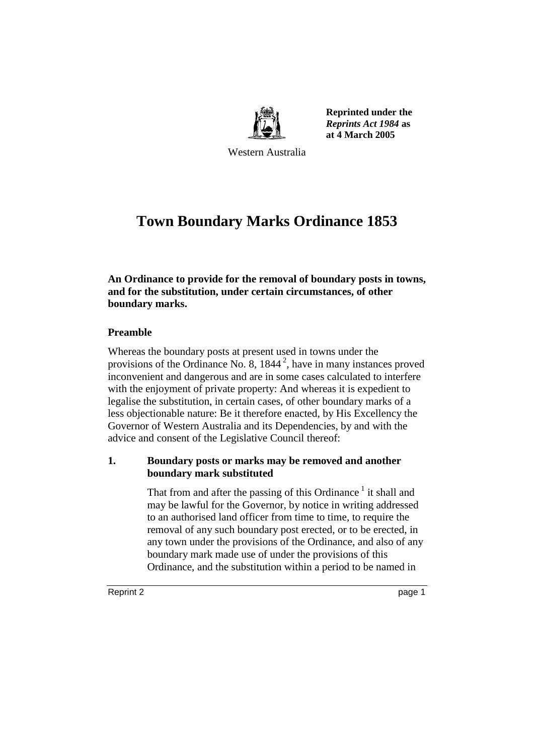Reprinted under the *Reprints Act 1984* as at 4 March 2005

Western Australia

# Town Boundary Marks Ordinance 1853

**An Ordinance to provide for the removal of boundary posts in towns, and for the substitution, under certain circumstances, of other boundary marks.**

### Preamble

Whereas the boundary posts at present used in towns under the provisions of the Ordinance No. 8, 1844 [2], have in many instances proved inconvenient and dangerous and are in some cases calculated to interfere with the enjoyment of private property: And whereas it is expedient to legalise the substitution, in certain cases, of other boundary marks of a less objectionable nature: Be it therefore enacted, by His Excellency the Governor of Western Australia and its Dependencies, by and with the advice and consent of the Legislative Council thereof:

### 1. Boundary posts or marks may be removed and another boundary mark substituted

That from and after the passing of this Ordinance [1] it shall and may be lawful for the Governor, by notice in writing addressed to an authorised land officer from time to time, to require the removal of any such boundary post erected, or to be erected, in any town under the provisions of the Ordinance, and also of any boundary mark made use of under the provisions of this Ordinance, and the substitution within a period to be named in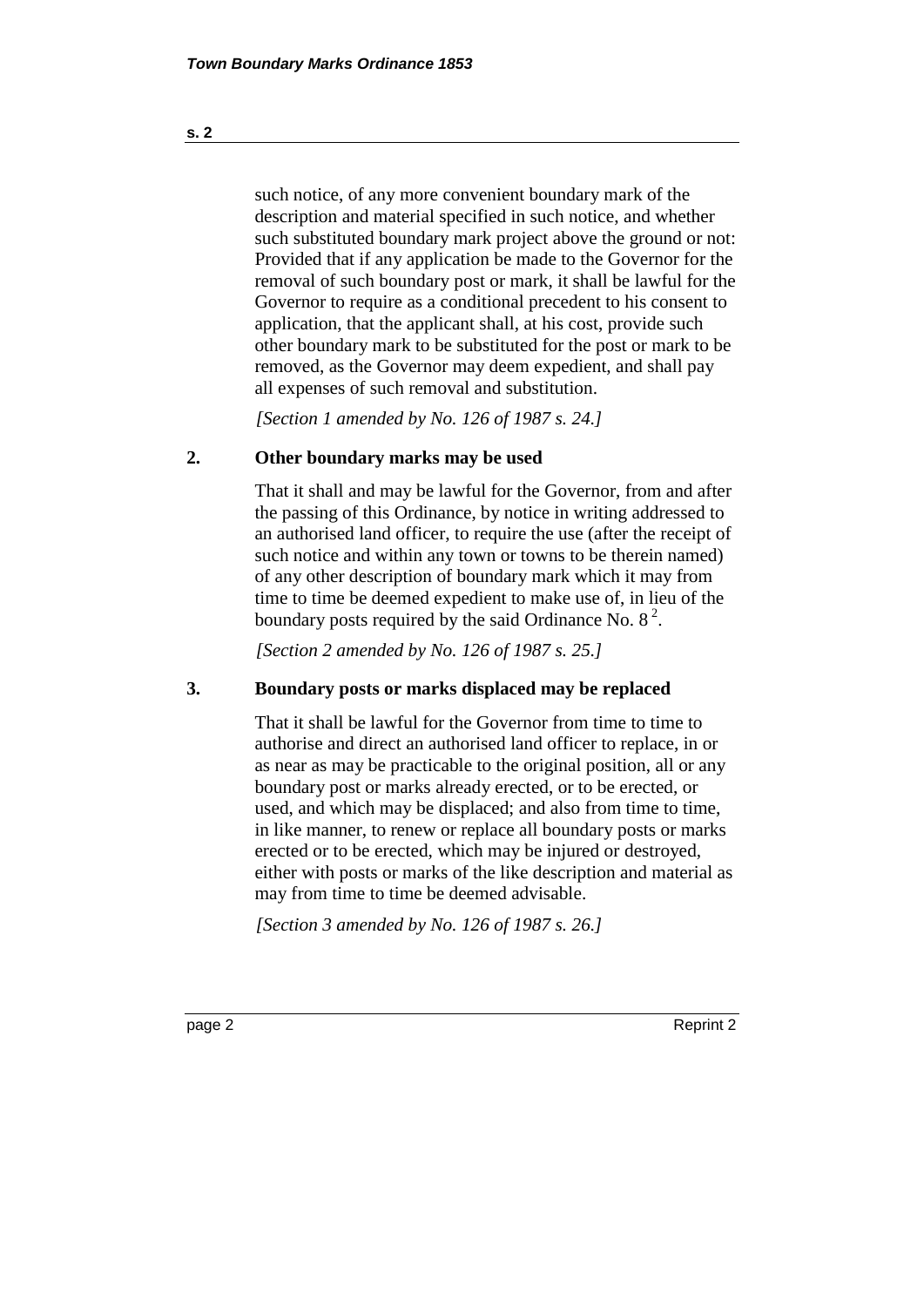such notice, of any more convenient boundary mark of the description and material specified in such notice, and whether such substituted boundary mark project above the ground or not: Provided that if any application be made to the Governor for the removal of such boundary post or mark, it shall be lawful for the Governor to require as a conditional precedent to his consent to application, that the applicant shall, at his cost, provide such other boundary mark to be substituted for the post or mark to be removed, as the Governor may deem expedient, and shall pay all expenses of such removal and substitution.

*[Section 1 amended by No. 126 of 1987 s. 24.]*

## 2. Other boundary marks may be used

That it shall and may be lawful for the Governor, from and after the passing of this Ordinance, by notice in writing addressed to an authorised land officer, to require the use (after the receipt of such notice and within any town or towns to be therein named) of any other description of boundary mark which it may from time to time be deemed expedient to make use of, in lieu of the boundary posts required by the said Ordinance No. 8 [2].

*[Section 2 amended by No. 126 of 1987 s. 25.]*

## 3. Boundary posts or marks displaced may be replaced

That it shall be lawful for the Governor from time to time to authorise and direct an authorised land officer to replace, in or as near as may be practicable to the original position, all or any boundary post or marks already erected, or to be erected, or used, and which may be displaced; and also from time to time, in like manner, to renew or replace all boundary posts or marks erected or to be erected, which may be injured or destroyed, either with posts or marks of the like description and material as may from time to time be deemed advisable.

*[Section 3 amended by No. 126 of 1987 s. 26.]*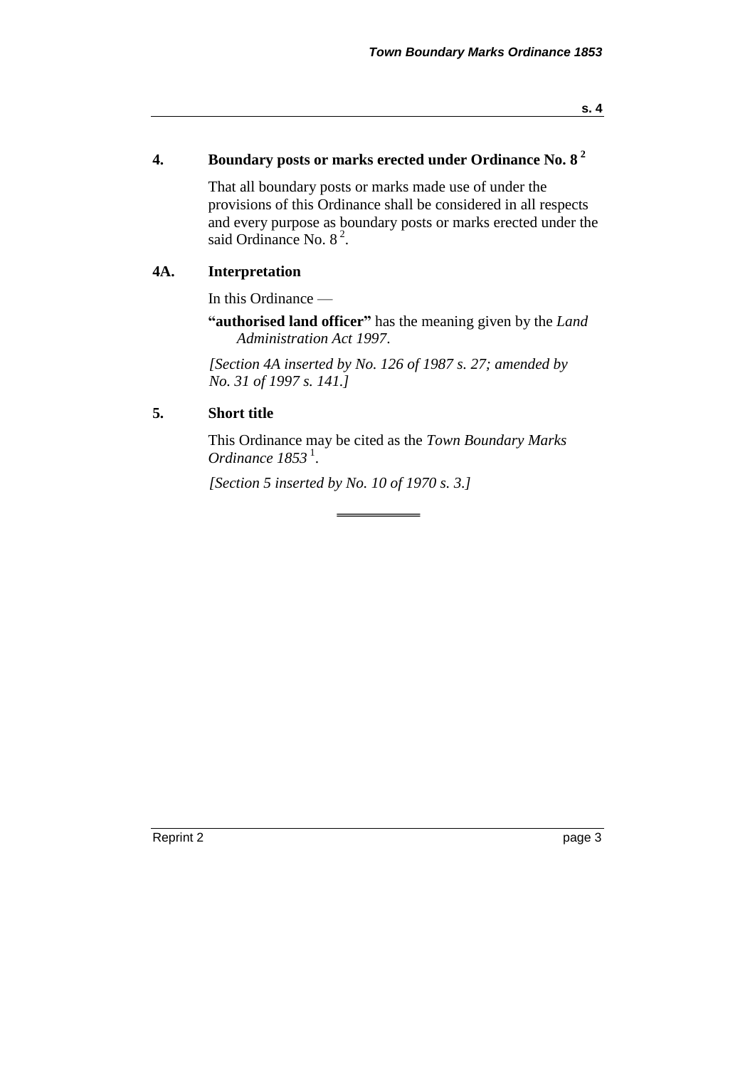## 4. Boundary posts or marks erected under Ordinance No. 8 [2]

That all boundary posts or marks made use of under the provisions of this Ordinance shall be considered in all respects and every purpose as boundary posts or marks erected under the said Ordinance No. 8 [2].

## 4A. Interpretation

In this Ordinance —

**"authorised land officer"** has the meaning given by the *Land Administration Act 1997*.

*[Section 4A inserted by No. 126 of 1987 s. 27; amended by No. 31 of 1997 s. 141.]*

## 5. Short title

This Ordinance may be cited as the *Town Boundary Marks Ordinance 1853* [1].

*[Section 5 inserted by No. 10 of 1970 s. 3.]*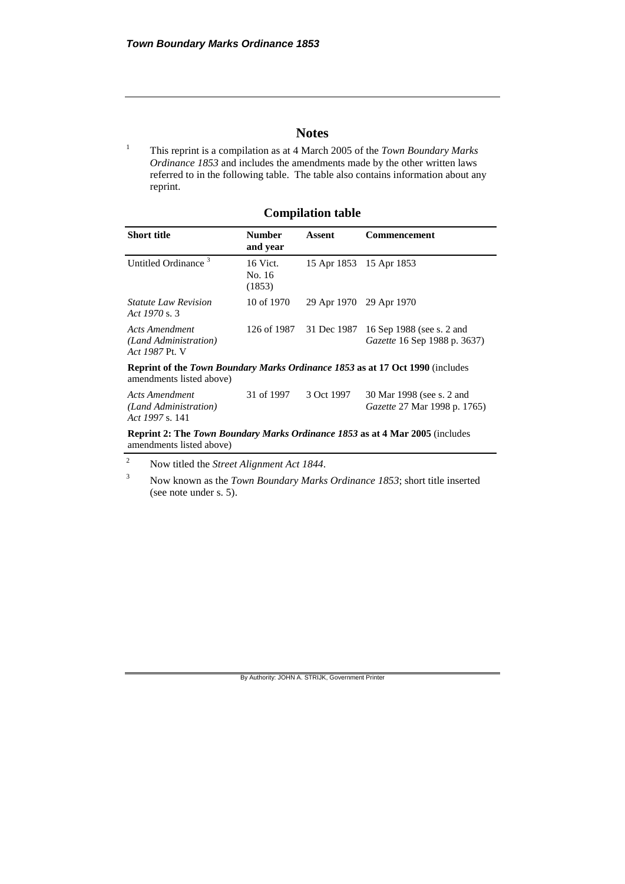## Notes

[1] This reprint is a compilation as at 4 March 2005 of the *Town Boundary Marks Ordinance 1853* and includes the amendments made by the other written laws referred to in the following table. The table also contains information about any reprint.

### Compilation table

| Short title | Number and year | Assent | Commencement |
|---|---|---|---|
| Untitled Ordinance [3] | 16 Vict. No. 16 (1853) | 15 Apr 1853 | 15 Apr 1853 |
| *Statute Law Revision Act 1970* s. 3 | 10 of 1970 | 29 Apr 1970 | 29 Apr 1970 |
| *Acts Amendment (Land Administration) Act 1987* Pt. V | 126 of 1987 | 31 Dec 1987 | 16 Sep 1988 (see s. 2 and *Gazette* 16 Sep 1988 p. 3637) |
| **Reprint of the *Town Boundary Marks Ordinance 1853* as at 17 Oct 1990** (includes amendments listed above) | | | |
| *Acts Amendment (Land Administration) Act 1997* s. 141 | 31 of 1997 | 3 Oct 1997 | 30 Mar 1998 (see s. 2 and *Gazette* 27 Mar 1998 p. 1765) |
| **Reprint 2: The *Town Boundary Marks Ordinance 1853* as at 4 Mar 2005** (includes amendments listed above) | | | |

[2] Now titled the *Street Alignment Act 1844*.

[3] Now known as the *Town Boundary Marks Ordinance 1853*; short title inserted (see note under s. 5).